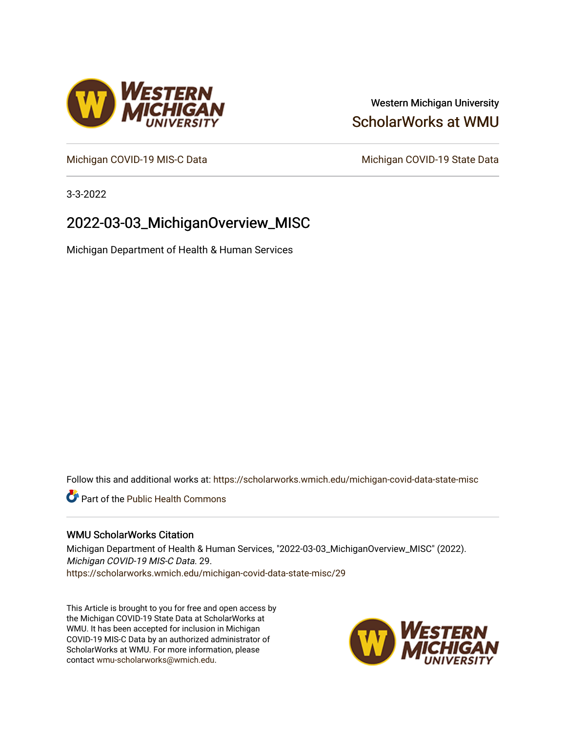Western Michigan University

ScholarWorks at WMU

Michigan COVID-19 MIS-C Data

Michigan COVID-19 State Data

3-3-2022

# 2022-03-03_MichiganOverview_MISC

Michigan Department of Health & Human Services

Follow this and additional works at: https://scholarworks.wmich.edu/michigan-covid-data-state-misc

Part of the Public Health Commons

## WMU ScholarWorks Citation

Michigan Department of Health & Human Services, "2022-03-03_MichiganOverview_MISC" (2022). *Michigan COVID-19 MIS-C Data*. 29.
https://scholarworks.wmich.edu/michigan-covid-data-state-misc/29

This Article is brought to you for free and open access by the Michigan COVID-19 State Data at ScholarWorks at WMU. It has been accepted for inclusion in Michigan COVID-19 MIS-C Data by an authorized administrator of ScholarWorks at WMU. For more information, please contact wmu-scholarworks@wmich.edu.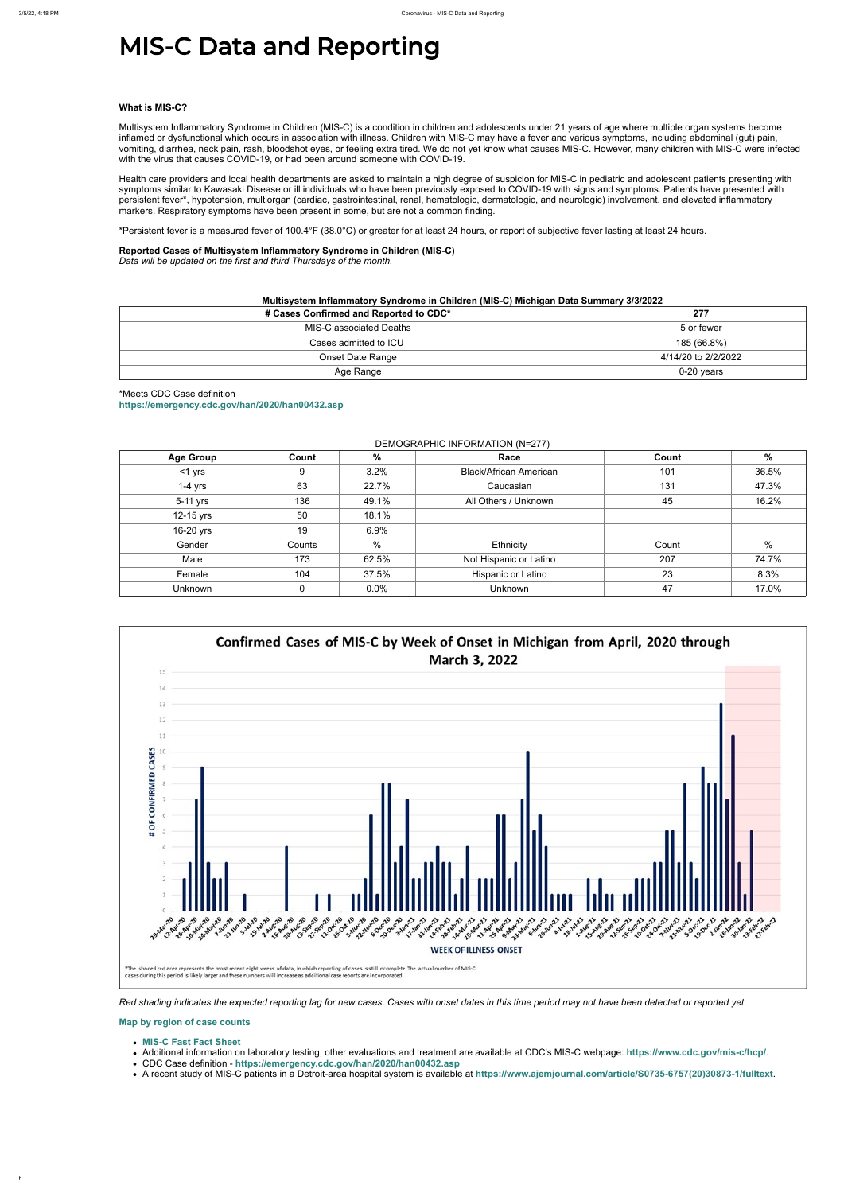# MIS-C Data and Reporting

**What is MIS-C?**

Multisystem Inflammatory Syndrome in Children (MIS-C) is a condition in children and adolescents under 21 years of age where multiple organ systems become inflamed or dysfunctional which occurs in association with illness. Children with MIS-C may have a fever and various symptoms, including abdominal (gut) pain, vomiting, diarrhea, neck pain, rash, bloodshot eyes, or feeling extra tired. We do not yet know what causes MIS-C. However, many children with MIS-C were infected with the virus that causes COVID-19, or had been around someone with COVID-19.

Health care providers and local health departments are asked to maintain a high degree of suspicion for MIS-C in pediatric and adolescent patients presenting with symptoms similar to Kawasaki Disease or ill individuals who have been previously exposed to COVID-19 with signs and symptoms. Patients have presented with persistent fever*, hypotension, multiorgan (cardiac, gastrointestinal, renal, hematologic, dermatologic, and neurologic) involvement, and elevated inflammatory markers. Respiratory symptoms have been present in some, but are not a common finding.

*Persistent fever is a measured fever of 100.4°F (38.0°C) or greater for at least 24 hours, or report of subjective fever lasting at least 24 hours.

**Reported Cases of Multisystem Inflammatory Syndrome in Children (MIS-C)**
*Data will be updated on the first and third Thursdays of the month.*

**Multisystem Inflammatory Syndrome in Children (MIS-C) Michigan Data Summary 3/3/2022**

| # Cases Confirmed and Reported to CDC* | 277 |
|---|---|
| MIS-C associated Deaths | 5 or fewer |
| Cases admitted to ICU | 185 (66.8%) |
| Onset Date Range | 4/14/20 to 2/2/2022 |
| Age Range | 0-20 years |

*Meets CDC Case definition
https://emergency.cdc.gov/han/2020/han00432.asp

DEMOGRAPHIC INFORMATION (N=277)

| Age Group | Count | % | Race | Count | % |
|---|---|---|---|---|---|
| <1 yrs | 9 | 3.2% | Black/African American | 101 | 36.5% |
| 1-4 yrs | 63 | 22.7% | Caucasian | 131 | 47.3% |
| 5-11 yrs | 136 | 49.1% | All Others / Unknown | 45 | 16.2% |
| 12-15 yrs | 50 | 18.1% | | | |
| 16-20 yrs | 19 | 6.9% | | | |
| Gender | Counts | % | Ethnicity | Count | % |
| Male | 173 | 62.5% | Not Hispanic or Latino | 207 | 74.7% |
| Female | 104 | 37.5% | Hispanic or Latino | 23 | 8.3% |
| Unknown | 0 | 0.0% | Unknown | 47 | 17.0% |

Confirmed Cases of MIS-C by Week of Onset in Michigan from April, 2020 through March 3, 2022

# OF CONFIRMED CASES

0 1 2 3 4 5 6 7 8 9 10 11 12 13 14 15

29-Mar-20 12-Apr-20 26-Apr-20 10-May-20 24-May-20 7-Jun-20 21-Jun-20 5-Jul-20 19-Jul-20 2-Aug-20 16-Aug-20 30-Aug-20 13-Sep-20 27-Sep-20 11-Oct-20 25-Oct-20 8-Nov-20 22-Nov-20 6-Dec-20 20-Dec-20 3-Jan-21 17-Jan-21 31-Jan-21 14-Feb-21 28-Feb-21 14-Mar-21 28-Mar-21 11-Apr-21 25-Apr-21 9-May-21 23-May-21 6-Jun-21 20-Jun-21 4-Jul-21 18-Jul-21 1-Aug-21 15-Aug-21 29-Aug-21 12-Sep-21 26-Sep-21 10-Oct-21 24-Oct-21 7-Nov-21 21-Nov-21 5-Dec-21 19-Dec-21 2-Jan-22 16-Jan-22 30-Jan-22 13-Feb-22 27-Feb-22

WEEK OF ILLNESS ONSET

*The shaded red area represents the most recent eight weeks of data, in which reporting of cases is still incomplete. The actual number of MIS-C cases during this period is likely larger and these numbers will increase as additional case reports are incorporated.

*Red shading indicates the expected reporting lag for new cases. Cases with onset dates in this time period may not have been detected or reported yet.*

**Map by region of case counts**

- **MIS-C Fast Fact Sheet**
- Additional information on laboratory testing, other evaluations and treatment are available at CDC's MIS-C webpage: **https://www.cdc.gov/mis-c/hcp/**.
- CDC Case definition - **https://emergency.cdc.gov/han/2020/han00432.asp**
- A recent study of MIS-C patients in a Detroit-area hospital system is available at **https://www.ajemjournal.com/article/S0735-6757(20)30873-1/fulltext**.